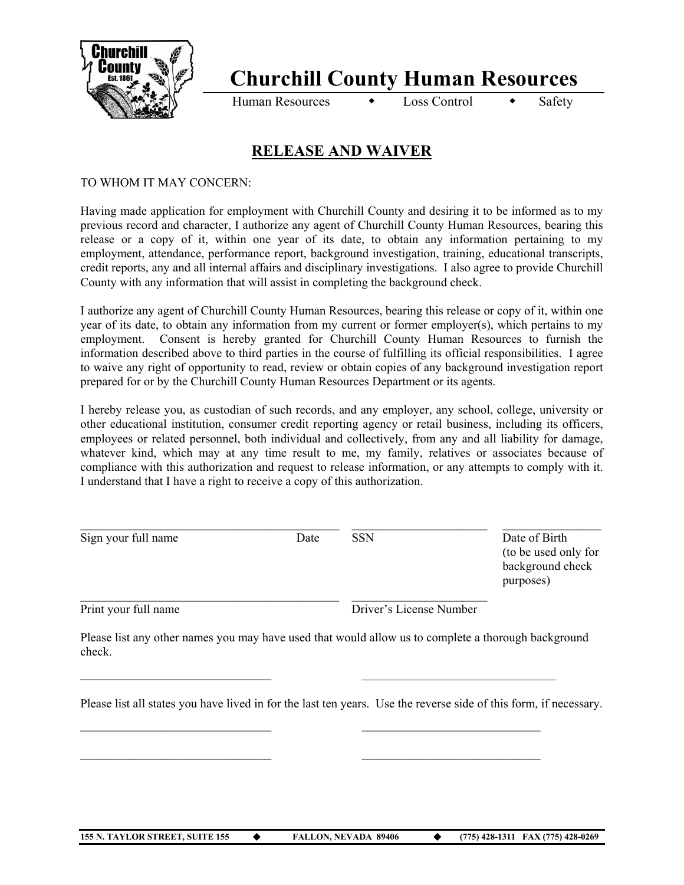# Churchill County Human Resources

Human Resources ◆ Loss Control ◆ Safety

## RELEASE AND WAIVER

TO WHOM IT MAY CONCERN:

Having made application for employment with Churchill County and desiring it to be informed as to my previous record and character, I authorize any agent of Churchill County Human Resources, bearing this release or a copy of it, within one year of its date, to obtain any information pertaining to my employment, attendance, performance report, background investigation, training, educational transcripts, credit reports, any and all internal affairs and disciplinary investigations. I also agree to provide Churchill County with any information that will assist in completing the background check.

I authorize any agent of Churchill County Human Resources, bearing this release or copy of it, within one year of its date, to obtain any information from my current or former employer(s), which pertains to my employment. Consent is hereby granted for Churchill County Human Resources to furnish the information described above to third parties in the course of fulfilling its official responsibilities. I agree to waive any right of opportunity to read, review or obtain copies of any background investigation report prepared for or by the Churchill County Human Resources Department or its agents.

I hereby release you, as custodian of such records, and any employer, any school, college, university or other educational institution, consumer credit reporting agency or retail business, including its officers, employees or related personnel, both individual and collectively, from any and all liability for damage, whatever kind, which may at any time result to me, my family, relatives or associates because of compliance with this authorization and request to release information, or any attempts to comply with it. I understand that I have a right to receive a copy of this authorization.

\_\_\_\_\_\_\_\_\_\_\_\_\_\_\_\_\_\_\_\_\_\_\_\_\_\_\_\_\_\_ \_\_\_\_\_\_\_\_\_\_\_\_\_\_\_\_\_\_\_\_ \_\_\_\_\_\_\_\_\_\_\_\_\_\_\_\_

Sign your full name          Date          SSN          Date of Birth (to be used only for background check purposes)

\_\_\_\_\_\_\_\_\_\_\_\_\_\_\_\_\_\_\_\_\_\_\_\_\_\_\_\_\_\_ \_\_\_\_\_\_\_\_\_\_\_\_\_\_\_\_\_\_\_\_

Print your full name          Driver's License Number

Please list any other names you may have used that would allow us to complete a thorough background check.

\_\_\_\_\_\_\_\_\_\_\_\_\_\_\_\_\_\_\_\_\_\_\_\_ \_\_\_\_\_\_\_\_\_\_\_\_\_\_\_\_\_\_\_\_\_\_\_\_

Please list all states you have lived in for the last ten years. Use the reverse side of this form, if necessary.

\_\_\_\_\_\_\_\_\_\_\_\_\_\_\_\_\_\_\_\_\_\_\_\_ \_\_\_\_\_\_\_\_\_\_\_\_\_\_\_\_\_\_\_\_\_\_\_\_

\_\_\_\_\_\_\_\_\_\_\_\_\_\_\_\_\_\_\_\_\_\_\_\_ \_\_\_\_\_\_\_\_\_\_\_\_\_\_\_\_\_\_\_\_\_\_\_\_

**155 N. TAYLOR STREET, SUITE 155 ◆ FALLON, NEVADA 89406 ◆ (775) 428-1311 FAX (775) 428-0269**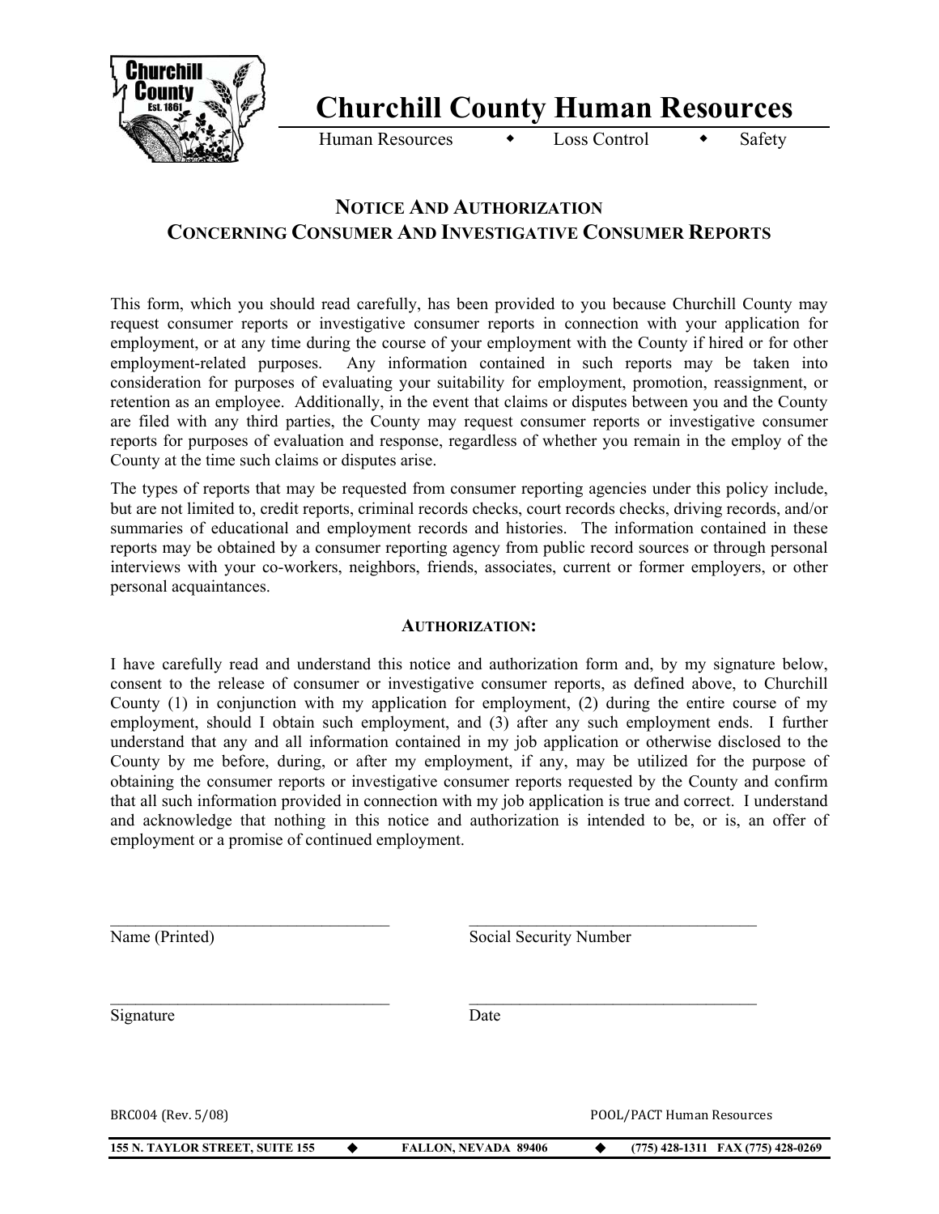# Churchill County Human Resources

Human Resources ◆ Loss Control ◆ Safety

## NOTICE AND AUTHORIZATION CONCERNING CONSUMER AND INVESTIGATIVE CONSUMER REPORTS

This form, which you should read carefully, has been provided to you because Churchill County may request consumer reports or investigative consumer reports in connection with your application for employment, or at any time during the course of your employment with the County if hired or for other employment-related purposes. Any information contained in such reports may be taken into consideration for purposes of evaluating your suitability for employment, promotion, reassignment, or retention as an employee. Additionally, in the event that claims or disputes between you and the County are filed with any third parties, the County may request consumer reports or investigative consumer reports for purposes of evaluation and response, regardless of whether you remain in the employ of the County at the time such claims or disputes arise.

The types of reports that may be requested from consumer reporting agencies under this policy include, but are not limited to, credit reports, criminal records checks, court records checks, driving records, and/or summaries of educational and employment records and histories. The information contained in these reports may be obtained by a consumer reporting agency from public record sources or through personal interviews with your co-workers, neighbors, friends, associates, current or former employers, or other personal acquaintances.

### AUTHORIZATION:

I have carefully read and understand this notice and authorization form and, by my signature below, consent to the release of consumer or investigative consumer reports, as defined above, to Churchill County (1) in conjunction with my application for employment, (2) during the entire course of my employment, should I obtain such employment, and (3) after any such employment ends. I further understand that any and all information contained in my job application or otherwise disclosed to the County by me before, during, or after my employment, if any, may be utilized for the purpose of obtaining the consumer reports or investigative consumer reports requested by the County and confirm that all such information provided in connection with my job application is true and correct. I understand and acknowledge that nothing in this notice and authorization is intended to be, or is, an offer of employment or a promise of continued employment.

\_\_\_\_\_\_\_\_\_\_\_\_\_\_\_\_\_\_\_\_\_\_\_\_\_\_\_\_\_\_\_\_\_\_\_ \_\_\_\_\_\_\_\_\_\_\_\_\_\_\_\_\_\_\_\_\_\_\_\_\_\_\_\_\_\_\_\_\_\_\_\_
Name (Printed) Social Security Number

\_\_\_\_\_\_\_\_\_\_\_\_\_\_\_\_\_\_\_\_\_\_\_\_\_\_\_\_\_\_\_\_\_\_\_ \_\_\_\_\_\_\_\_\_\_\_\_\_\_\_\_\_\_\_\_\_\_\_\_\_\_\_\_\_\_\_\_\_\_\_\_
Signature Date

BRC004 (Rev. 5/08) POOL/PACT Human Resources

155 N. TAYLOR STREET, SUITE 155 ◆ FALLON, NEVADA 89406 ◆ (775) 428-1311 FAX (775) 428-0269